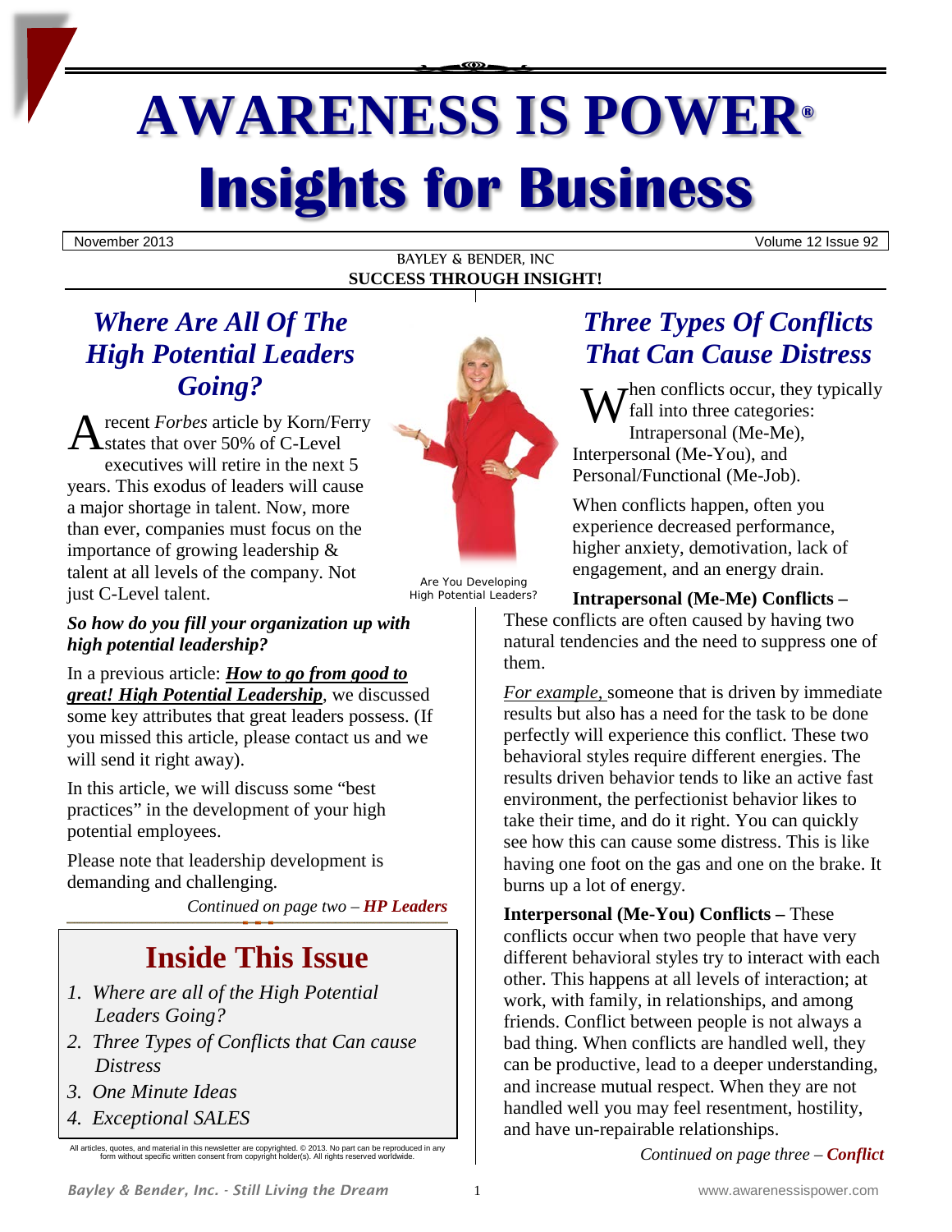# AWARENESS IS POWER®

# Insights for Business

November 2013 Volume 12 Issue 92

BAYLEY & BENDER, INC

**SUCCESS THROUGH INSIGHT!**

## *Where Are All Of The High Potential Leaders Going?*

A recent *Forbes* article by Korn/Ferry states that over 50% of C-Level executives will retire in the next 5 years. This exodus of leaders will cause a major shortage in talent. Now, more than ever, companies must focus on the importance of growing leadership & talent at all levels of the company. Not just C-Level talent.

Are You Developing High Potential Leaders?

***So how do you fill your organization up with high potential leadership?***

In a previous article: ***How to go from good to great! High Potential Leadership***, we discussed some key attributes that great leaders possess. (If you missed this article, please contact us and we will send it right away).

In this article, we will discuss some "best practices" in the development of your high potential employees.

Please note that leadership development is demanding and challenging.

*Continued on page two – **HP Leaders***

## Inside This Issue

1. *Where are all of the High Potential Leaders Going?*
2. *Three Types of Conflicts that Can cause Distress*
3. *One Minute Ideas*
4. *Exceptional SALES*

All articles, quotes, and material in this newsletter are copyrighted. © 2013. No part can be reproduced in any form without specific written consent from copyright holder(s). All rights reserved worldwide.

## *Three Types Of Conflicts That Can Cause Distress*

When conflicts occur, they typically fall into three categories: Intrapersonal (Me-Me), Interpersonal (Me-You), and Personal/Functional (Me-Job).

When conflicts happen, often you experience decreased performance, higher anxiety, demotivation, lack of engagement, and an energy drain.

**Intrapersonal (Me-Me) Conflicts –** These conflicts are often caused by having two natural tendencies and the need to suppress one of them.

*For example,* someone that is driven by immediate results but also has a need for the task to be done perfectly will experience this conflict. These two behavioral styles require different energies. The results driven behavior tends to like an active fast environment, the perfectionist behavior likes to take their time, and do it right. You can quickly see how this can cause some distress. This is like having one foot on the gas and one on the brake. It burns up a lot of energy.

**Interpersonal (Me-You) Conflicts –** These conflicts occur when two people that have very different behavioral styles try to interact with each other. This happens at all levels of interaction; at work, with family, in relationships, and among friends. Conflict between people is not always a bad thing. When conflicts are handled well, they can be productive, lead to a deeper understanding, and increase mutual respect. When they are not handled well you may feel resentment, hostility, and have un-repairable relationships.

*Continued on page three – **Conflict***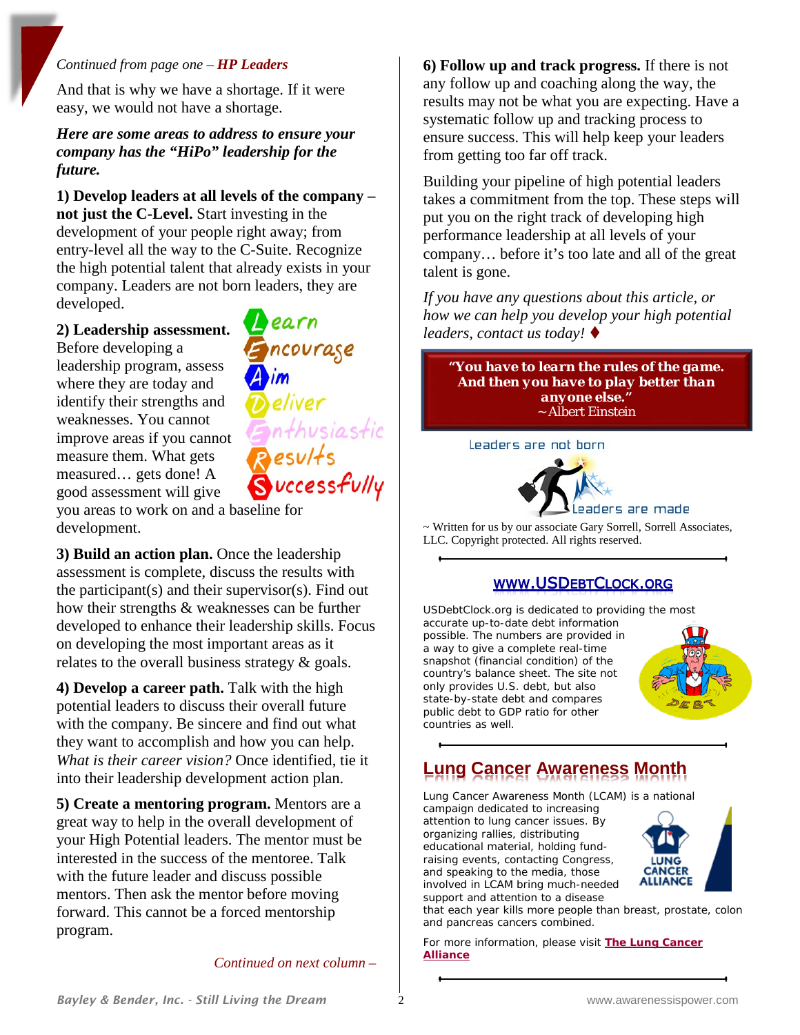*Continued from page one – **HP Leaders***

And that is why we have a shortage. If it were easy, we would not have a shortage.

***Here are some areas to address to ensure your company has the "HiPo" leadership for the future.***

**1) Develop leaders at all levels of the company – not just the C-Level.** Start investing in the development of your people right away; from entry-level all the way to the C-Suite. Recognize the high potential talent that already exists in your company. Leaders are not born leaders, they are developed.

Learn
Encourage
Aim
Deliver
Enthusiastic
Results
Successfully

**2) Leadership assessment.** Before developing a leadership program, assess where they are today and identify their strengths and weaknesses. You cannot improve areas if you cannot measure them. What gets measured… gets done! A good assessment will give you areas to work on and a baseline for development.

**3) Build an action plan.** Once the leadership assessment is complete, discuss the results with the participant(s) and their supervisor(s). Find out how their strengths & weaknesses can be further developed to enhance their leadership skills. Focus on developing the most important areas as it relates to the overall business strategy & goals.

**4) Develop a career path.** Talk with the high potential leaders to discuss their overall future with the company. Be sincere and find out what they want to accomplish and how you can help. *What is their career vision?* Once identified, tie it into their leadership development action plan.

**5) Create a mentoring program.** Mentors are a great way to help in the overall development of your High Potential leaders. The mentor must be interested in the success of the mentoree. Talk with the future leader and discuss possible mentors. Then ask the mentor before moving forward. This cannot be a forced mentorship program.

*Continued on next column –*

**6) Follow up and track progress.** If there is not any follow up and coaching along the way, the results may not be what you are expecting. Have a systematic follow up and tracking process to ensure success. This will help keep your leaders from getting too far off track.

Building your pipeline of high potential leaders takes a commitment from the top. These steps will put you on the right track of developing high performance leadership at all levels of your company… before it's too late and all of the great talent is gone.

*If you have any questions about this article, or how we can help you develop your high potential leaders, contact us today!* ♦

> ***"You have to learn the rules of the game. And then you have to play better than anyone else."***
> ~Albert Einstein

Leaders are not born

Leaders are made

~ Written for us by our associate Gary Sorrell, Sorrell Associates, LLC. Copyright protected. All rights reserved.

## [WWW.USDEBTCLOCK.ORG](http://www.usdebtclock.org)

USDebtClock.org is dedicated to providing the most accurate up-to-date debt information possible. The numbers are provided in a way to give a complete real-time snapshot (financial condition) of the country's balance sheet. The site not only provides U.S. debt, but also state-by-state debt and compares public debt to GDP ratio for other countries as well.

## Lung Cancer Awareness Month

Lung Cancer Awareness Month (LCAM) is a national campaign dedicated to increasing attention to lung cancer issues. By organizing rallies, distributing educational material, holding fund-raising events, contacting Congress, and speaking to the media, those involved in LCAM bring much-needed support and attention to a disease that each year kills more people than breast, prostate, colon and pancreas cancers combined.

LUNG CANCER ALLIANCE

For more information, please visit **The Lung Cancer Alliance**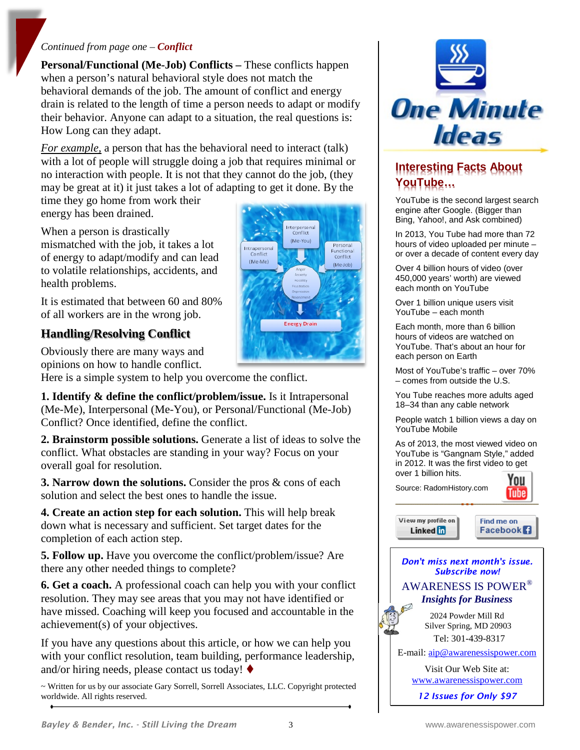*Continued from page one – **Conflict***

**Personal/Functional (Me-Job) Conflicts –** These conflicts happen when a person's natural behavioral style does not match the behavioral demands of the job. The amount of conflict and energy drain is related to the length of time a person needs to adapt or modify their behavior. Anyone can adapt to a situation, the real questions is: How Long can they adapt.

*For example,* a person that has the behavioral need to interact (talk) with a lot of people will struggle doing a job that requires minimal or no interaction with people. It is not that they cannot do the job, (they may be great at it) it just takes a lot of adapting to get it done. By the time they go home from work their energy has been drained.

When a person is drastically mismatched with the job, it takes a lot of energy to adapt/modify and can lead to volatile relationships, accidents, and health problems.

It is estimated that between 60 and 80% of all workers are in the wrong job.

Interpersonal Conflict (Me-You)
Intrapersonal Conflict (Me-Me)
Personal Functional Conflict (Me-Job)
Anger, Anxiety, Hostility, Frustration, Depression, Resentment
Energy Drain

## Handling/Resolving Conflict

Obviously there are many ways and opinions on how to handle conflict. Here is a simple system to help you overcome the conflict.

**1. Identify & define the conflict/problem/issue.** Is it Intrapersonal (Me-Me), Interpersonal (Me-You), or Personal/Functional (Me-Job) Conflict? Once identified, define the conflict.

**2. Brainstorm possible solutions.** Generate a list of ideas to solve the conflict. What obstacles are standing in your way? Focus on your overall goal for resolution.

**3. Narrow down the solutions.** Consider the pros & cons of each solution and select the best ones to handle the issue.

**4. Create an action step for each solution.** This will help break down what is necessary and sufficient. Set target dates for the completion of each action step.

**5. Follow up.** Have you overcome the conflict/problem/issue? Are there any other needed things to complete?

**6. Get a coach.** A professional coach can help you with your conflict resolution. They may see areas that you may not have identified or have missed. Coaching will keep you focused and accountable in the achievement(s) of your objectives.

If you have any questions about this article, or how we can help you with your conflict resolution, team building, performance leadership, and/or hiring needs, please contact us today! ♦

~ Written for us by our associate Gary Sorrell, Sorrell Associates, LLC. Copyright protected worldwide. All rights reserved.

# One Minute Ideas

## Interesting Facts About YouTube...

YouTube is the second largest search engine after Google. (Bigger than Bing, Yahoo!, and Ask combined)

In 2013, You Tube had more than 72 hours of video uploaded per minute – or over a decade of content every day

Over 4 billion hours of video (over 450,000 years' worth) are viewed each month on YouTube

Over 1 billion unique users visit YouTube – each month

Each month, more than 6 billion hours of videos are watched on YouTube. That's about an hour for each person on Earth

Most of YouTube's traffic – over 70% – comes from outside the U.S.

You Tube reaches more adults aged 18–34 than any cable network

People watch 1 billion views a day on YouTube Mobile

As of 2013, the most viewed video on YouTube is "Gangnam Style," added in 2012. It was the first video to get over 1 billion hits.

Source: RadomHistory.com

View my profile on LinkedIn | Find me on Facebook

***Don't miss next month's issue. Subscribe now!***

AWARENESS IS POWER®
***Insights for Business***

2024 Powder Mill Rd
Silver Spring, MD 20903
Tel: 301-439-8317
E-mail: aip@awarenessispower.com

Visit Our Web Site at:
www.awarenessispower.com

***12 Issues for Only $97***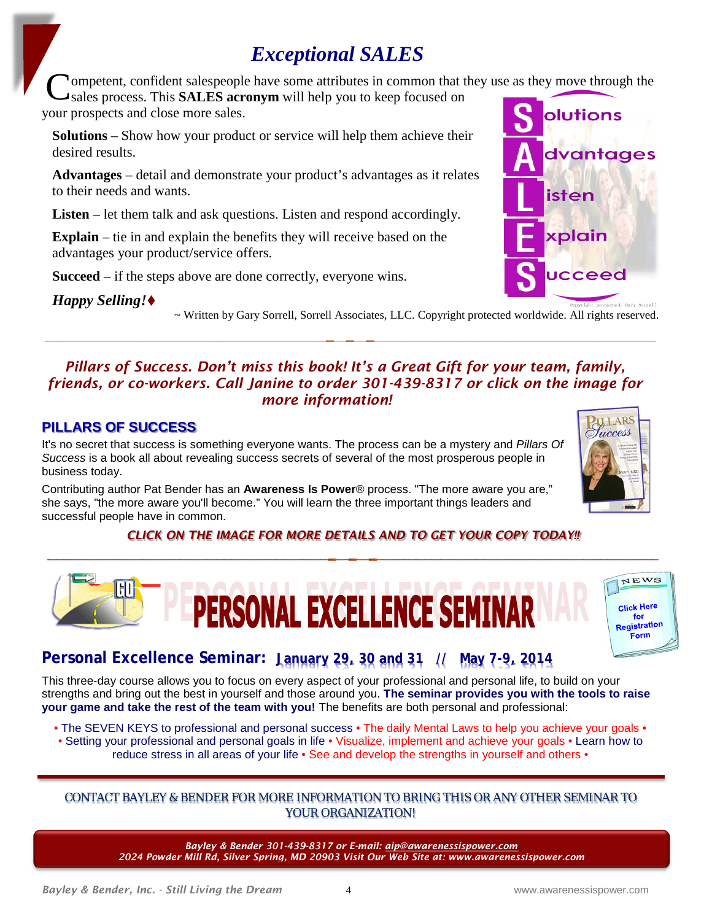# *Exceptional SALES*

Competent, confident salespeople have some attributes in common that they use as they move through the sales process. This **SALES acronym** will help you to keep focused on your prospects and close more sales.

**Solutions** – Show how your product or service will help them achieve their desired results.

**Advantages** – detail and demonstrate your product's advantages as it relates to their needs and wants.

**Listen** – let them talk and ask questions. Listen and respond accordingly.

**Explain** – tie in and explain the benefits they will receive based on the advantages your product/service offers.

**Succeed** – if the steps above are done correctly, everyone wins.

S olutions
A dvantages
L isten
E xplain
S ucceed

Copyright protected. Gary Sorrell

***Happy Selling!*** ♦

~ Written by Gary Sorrell, Sorrell Associates, LLC. Copyright protected worldwide. All rights reserved.

---

***Pillars of Success. Don't miss this book! It's a Great Gift for your team, family, friends, or co-workers. Call Janine to order 301-439-8317 or click on the image for more information!***

## PILLARS OF SUCCESS

It's no secret that success is something everyone wants. The process can be a mystery and *Pillars Of Success* is a book all about revealing success secrets of several of the most prosperous people in business today.

Contributing author Pat Bender has an **Awareness Is Power**® process. "The more aware you are," she says, "the more aware you'll become." You will learn the three important things leaders and successful people have in common.

***CLICK ON THE IMAGE FOR MORE DETAILS AND TO GET YOUR COPY TODAY!!***

---

# PERSONAL EXCELLENCE SEMINAR

NEWS
Click Here for Registration Form

## Personal Excellence Seminar: January 29, 30 and 31 // May 7-9, 2014

This three-day course allows you to focus on every aspect of your professional and personal life, to build on your strengths and bring out the best in yourself and those around you. **The seminar provides you with the tools to raise your game and take the rest of the team with you!** The benefits are both personal and professional:

• The SEVEN KEYS to professional and personal success • The daily Mental Laws to help you achieve your goals • Setting your professional and personal goals in life • Visualize, implement and achieve your goals • Learn how to reduce stress in all areas of your life • See and develop the strengths in yourself and others •

---

CONTACT BAYLEY & BENDER FOR MORE INFORMATION TO BRING THIS OR ANY OTHER SEMINAR TO YOUR ORGANIZATION!

***Bayley & Bender 301-439-8317 or E-mail: aip@awarenessispower.com***
***2024 Powder Mill Rd, Silver Spring, MD 20903 Visit Our Web Site at: www.awarenessispower.com***